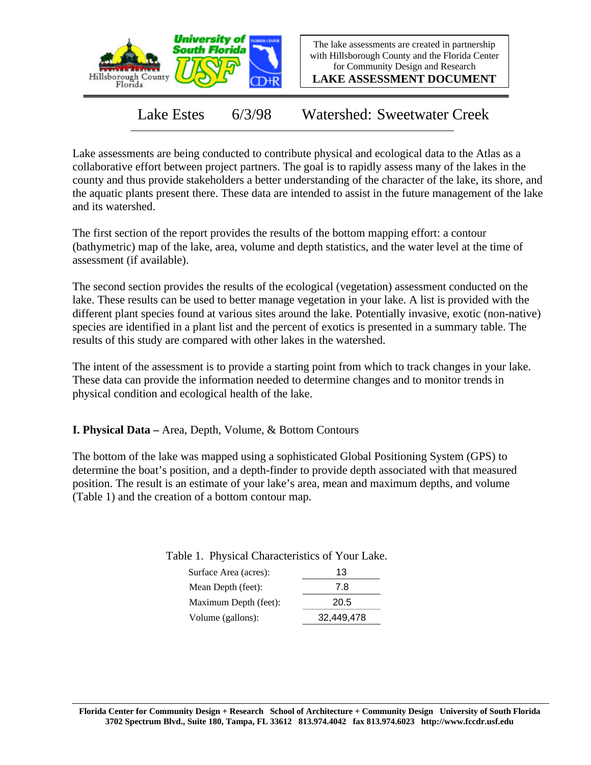The lake assessments are created in partnership with Hillsborough County and the Florida Center for Community Design and Research

**LAKE ASSESSMENT DOCUMENT**

# Lake Estes 6/3/98 Watershed: Sweetwater Creek

Lake assessments are being conducted to contribute physical and ecological data to the Atlas as a collaborative effort between project partners. The goal is to rapidly assess many of the lakes in the county and thus provide stakeholders a better understanding of the character of the lake, its shore, and the aquatic plants present there. These data are intended to assist in the future management of the lake and its watershed.

The first section of the report provides the results of the bottom mapping effort: a contour (bathymetric) map of the lake, area, volume and depth statistics, and the water level at the time of assessment (if available).

The second section provides the results of the ecological (vegetation) assessment conducted on the lake. These results can be used to better manage vegetation in your lake. A list is provided with the different plant species found at various sites around the lake. Potentially invasive, exotic (non-native) species are identified in a plant list and the percent of exotics is presented in a summary table. The results of this study are compared with other lakes in the watershed.

The intent of the assessment is to provide a starting point from which to track changes in your lake. These data can provide the information needed to determine changes and to monitor trends in physical condition and ecological health of the lake.

## I. Physical Data – Area, Depth, Volume, & Bottom Contours

The bottom of the lake was mapped using a sophisticated Global Positioning System (GPS) to determine the boat's position, and a depth-finder to provide depth associated with that measured position. The result is an estimate of your lake's area, mean and maximum depths, and volume (Table 1) and the creation of a bottom contour map.

Table 1. Physical Characteristics of Your Lake.

| | |
|---|---|
| Surface Area (acres): | 13 |
| Mean Depth (feet): | 7.8 |
| Maximum Depth (feet): | 20.5 |
| Volume (gallons): | 32,449,478 |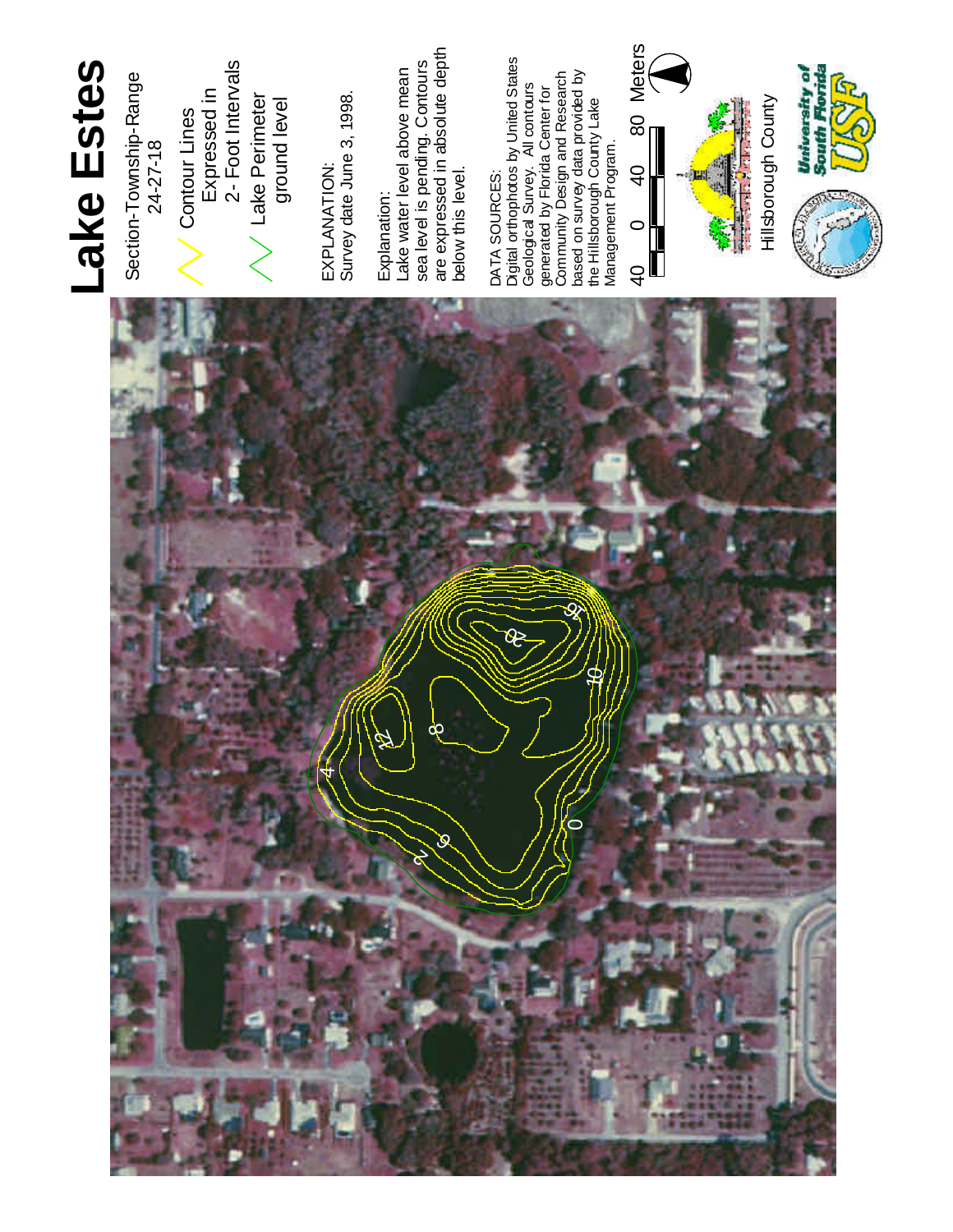# Lake Estes

Section-Township-Range
24-27-18

Contour Lines
Expressed in
2- Foot Intervals

Lake Perimeter
ground level

EXPLANATION:
Survey date June 3, 1998.

Explanation:
Lake water level above mean sea level is pending. Contours are expressed in absolute depth below this level.

DATA SOURCES:
Digital orthophotos by United States Geological Survey. All contours generated by Florida Center for Community Design and Research based on survey data provided by the Hillsborough County Lake Management Program.

40 0 40 80 Meters

Hillsborough County

University of South Florida USF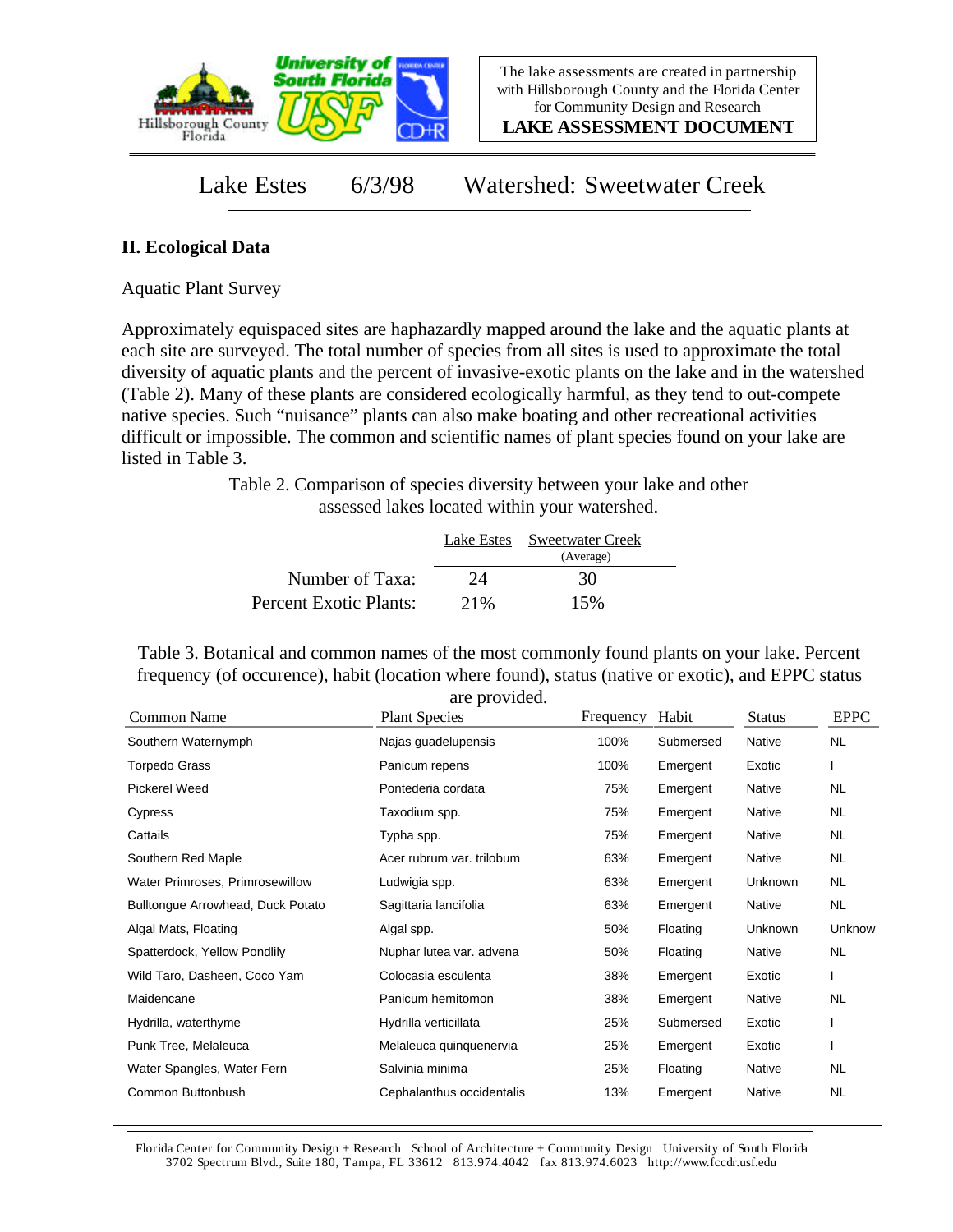The lake assessments are created in partnership with Hillsborough County and the Florida Center for Community Design and Research

**LAKE ASSESSMENT DOCUMENT**

# Lake Estes 6/3/98 Watershed: Sweetwater Creek

## II. Ecological Data

Aquatic Plant Survey

Approximately equispaced sites are haphazardly mapped around the lake and the aquatic plants at each site are surveyed. The total number of species from all sites is used to approximate the total diversity of aquatic plants and the percent of invasive-exotic plants on the lake and in the watershed (Table 2). Many of these plants are considered ecologically harmful, as they tend to out-compete native species. Such "nuisance" plants can also make boating and other recreational activities difficult or impossible. The common and scientific names of plant species found on your lake are listed in Table 3.

Table 2. Comparison of species diversity between your lake and other assessed lakes located within your watershed.

| | Lake Estes | Sweetwater Creek (Average) |
|---|---|---|
| Number of Taxa: | 24 | 30 |
| Percent Exotic Plants: | 21% | 15% |

Table 3. Botanical and common names of the most commonly found plants on your lake. Percent frequency (of occurence), habit (location where found), status (native or exotic), and EPPC status are provided.

| Common Name | Plant Species | Frequency | Habit | Status | EPPC |
|---|---|---|---|---|---|
| Southern Waternymph | Najas guadelupensis | 100% | Submersed | Native | NL |
| Torpedo Grass | Panicum repens | 100% | Emergent | Exotic | I |
| Pickerel Weed | Pontederia cordata | 75% | Emergent | Native | NL |
| Cypress | Taxodium spp. | 75% | Emergent | Native | NL |
| Cattails | Typha spp. | 75% | Emergent | Native | NL |
| Southern Red Maple | Acer rubrum var. trilobum | 63% | Emergent | Native | NL |
| Water Primroses, Primrosewillow | Ludwigia spp. | 63% | Emergent | Unknown | NL |
| Bulltongue Arrowhead, Duck Potato | Sagittaria lancifolia | 63% | Emergent | Native | NL |
| Algal Mats, Floating | Algal spp. | 50% | Floating | Unknown | Unknow |
| Spatterdock, Yellow Pondlily | Nuphar lutea var. advena | 50% | Floating | Native | NL |
| Wild Taro, Dasheen, Coco Yam | Colocasia esculenta | 38% | Emergent | Exotic | I |
| Maidencane | Panicum hemitomon | 38% | Emergent | Native | NL |
| Hydrilla, waterthyme | Hydrilla verticillata | 25% | Submersed | Exotic | I |
| Punk Tree, Melaleuca | Melaleuca quinquenervia | 25% | Emergent | Exotic | I |
| Water Spangles, Water Fern | Salvinia minima | 25% | Floating | Native | NL |
| Common Buttonbush | Cephalanthus occidentalis | 13% | Emergent | Native | NL |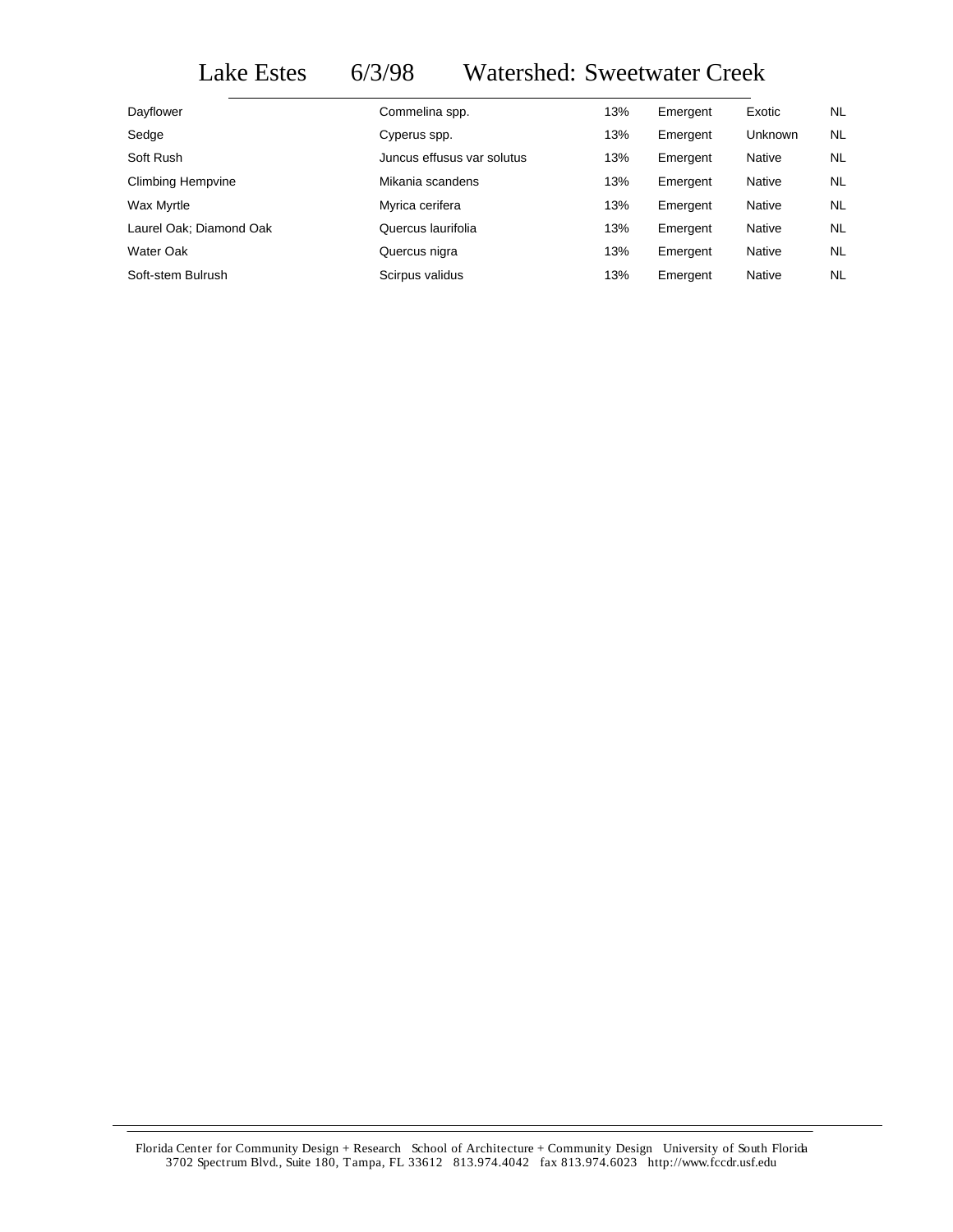# Lake Estes 6/3/98 Watershed: Sweetwater Creek

| | | | | | |
|---|---|---|---|---|---|
| Dayflower | Commelina spp. | 13% | Emergent | Exotic | NL |
| Sedge | Cyperus spp. | 13% | Emergent | Unknown | NL |
| Soft Rush | Juncus effusus var solutus | 13% | Emergent | Native | NL |
| Climbing Hempvine | Mikania scandens | 13% | Emergent | Native | NL |
| Wax Myrtle | Myrica cerifera | 13% | Emergent | Native | NL |
| Laurel Oak; Diamond Oak | Quercus laurifolia | 13% | Emergent | Native | NL |
| Water Oak | Quercus nigra | 13% | Emergent | Native | NL |
| Soft-stem Bulrush | Scirpus validus | 13% | Emergent | Native | NL |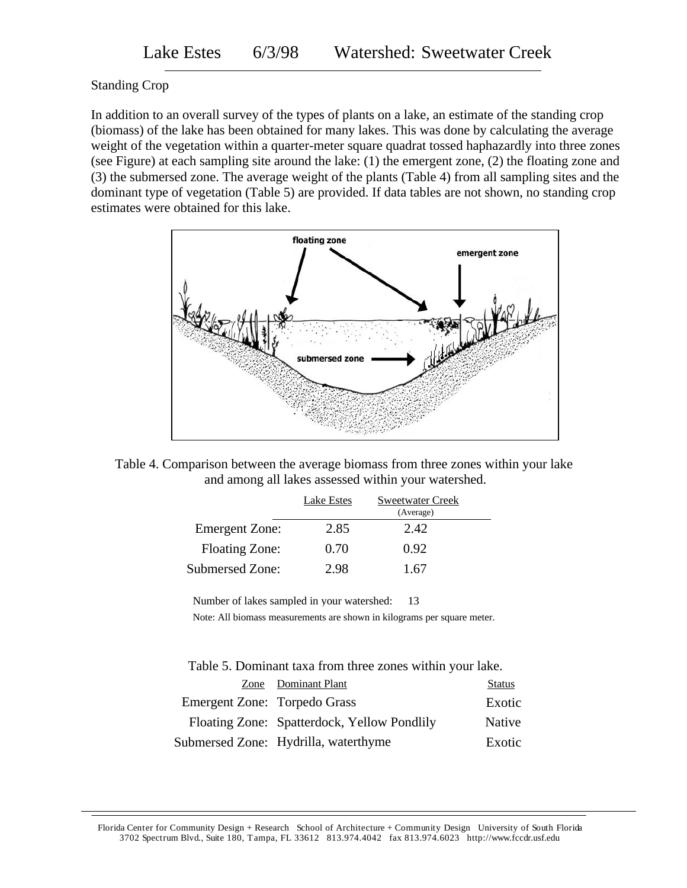Lake Estes 6/3/98 Watershed: Sweetwater Creek

Standing Crop

In addition to an overall survey of the types of plants on a lake, an estimate of the standing crop (biomass) of the lake has been obtained for many lakes. This was done by calculating the average weight of the vegetation within a quarter-meter square quadrat tossed haphazardly into three zones (see Figure) at each sampling site around the lake: (1) the emergent zone, (2) the floating zone and (3) the submersed zone. The average weight of the plants (Table 4) from all sampling sites and the dominant type of vegetation (Table 5) are provided. If data tables are not shown, no standing crop estimates were obtained for this lake.

floating zone
emergent zone
submersed zone

Table 4. Comparison between the average biomass from three zones within your lake and among all lakes assessed within your watershed.

| | Lake Estes | Sweetwater Creek (Average) |
|---|---|---|
| Emergent Zone: | 2.85 | 2.42 |
| Floating Zone: | 0.70 | 0.92 |
| Submersed Zone: | 2.98 | 1.67 |

Number of lakes sampled in your watershed: 13

Note: All biomass measurements are shown in kilograms per square meter.

Table 5. Dominant taxa from three zones within your lake.

| Zone | Dominant Plant | Status |
|---|---|---|
| Emergent Zone: | Torpedo Grass | Exotic |
| Floating Zone: | Spatterdock, Yellow Pondlily | Native |
| Submersed Zone: | Hydrilla, waterthyme | Exotic |